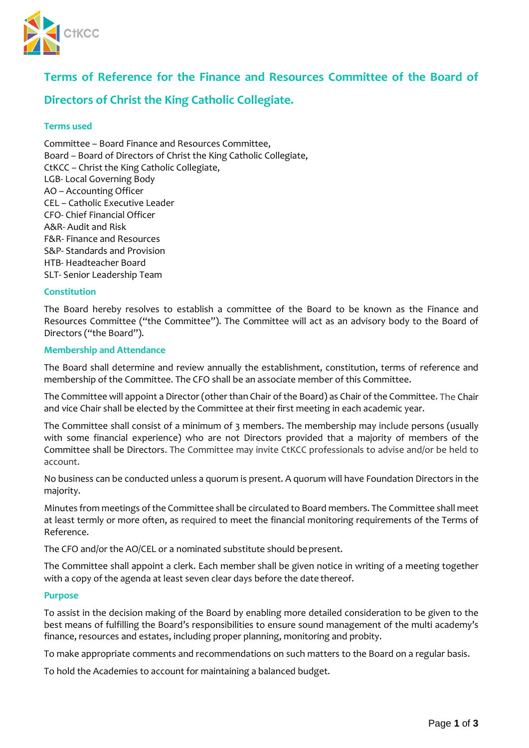# Terms of Reference for the Finance and Resources Committee of the Board of Directors of Christ the King Catholic Collegiate.

### Terms used

Committee – Board Finance and Resources Committee,
Board – Board of Directors of Christ the King Catholic Collegiate,
CtKCC – Christ the King Catholic Collegiate,
LGB- Local Governing Body
AO – Accounting Officer
CEL – Catholic Executive Leader
CFO- Chief Financial Officer
A&R- Audit and Risk
F&R- Finance and Resources
S&P- Standards and Provision
HTB- Headteacher Board
SLT- Senior Leadership Team

### Constitution

The Board hereby resolves to establish a committee of the Board to be known as the Finance and Resources Committee ("the Committee"). The Committee will act as an advisory body to the Board of Directors ("the Board").

### Membership and Attendance

The Board shall determine and review annually the establishment, constitution, terms of reference and membership of the Committee. The CFO shall be an associate member of this Committee.

The Committee will appoint a Director (other than Chair of the Board) as Chair of the Committee. The Chair and vice Chair shall be elected by the Committee at their first meeting in each academic year.

The Committee shall consist of a minimum of 3 members. The membership may include persons (usually with some financial experience) who are not Directors provided that a majority of members of the Committee shall be Directors. The Committee may invite CtKCC professionals to advise and/or be held to account.

No business can be conducted unless a quorum is present. A quorum will have Foundation Directors in the majority.

Minutes from meetings of the Committee shall be circulated to Board members. The Committee shall meet at least termly or more often, as required to meet the financial monitoring requirements of the Terms of Reference.

The CFO and/or the AO/CEL or a nominated substitute should be present.

The Committee shall appoint a clerk. Each member shall be given notice in writing of a meeting together with a copy of the agenda at least seven clear days before the date thereof.

### Purpose

To assist in the decision making of the Board by enabling more detailed consideration to be given to the best means of fulfilling the Board's responsibilities to ensure sound management of the multi academy's finance, resources and estates, including proper planning, monitoring and probity.

To make appropriate comments and recommendations on such matters to the Board on a regular basis.

To hold the Academies to account for maintaining a balanced budget.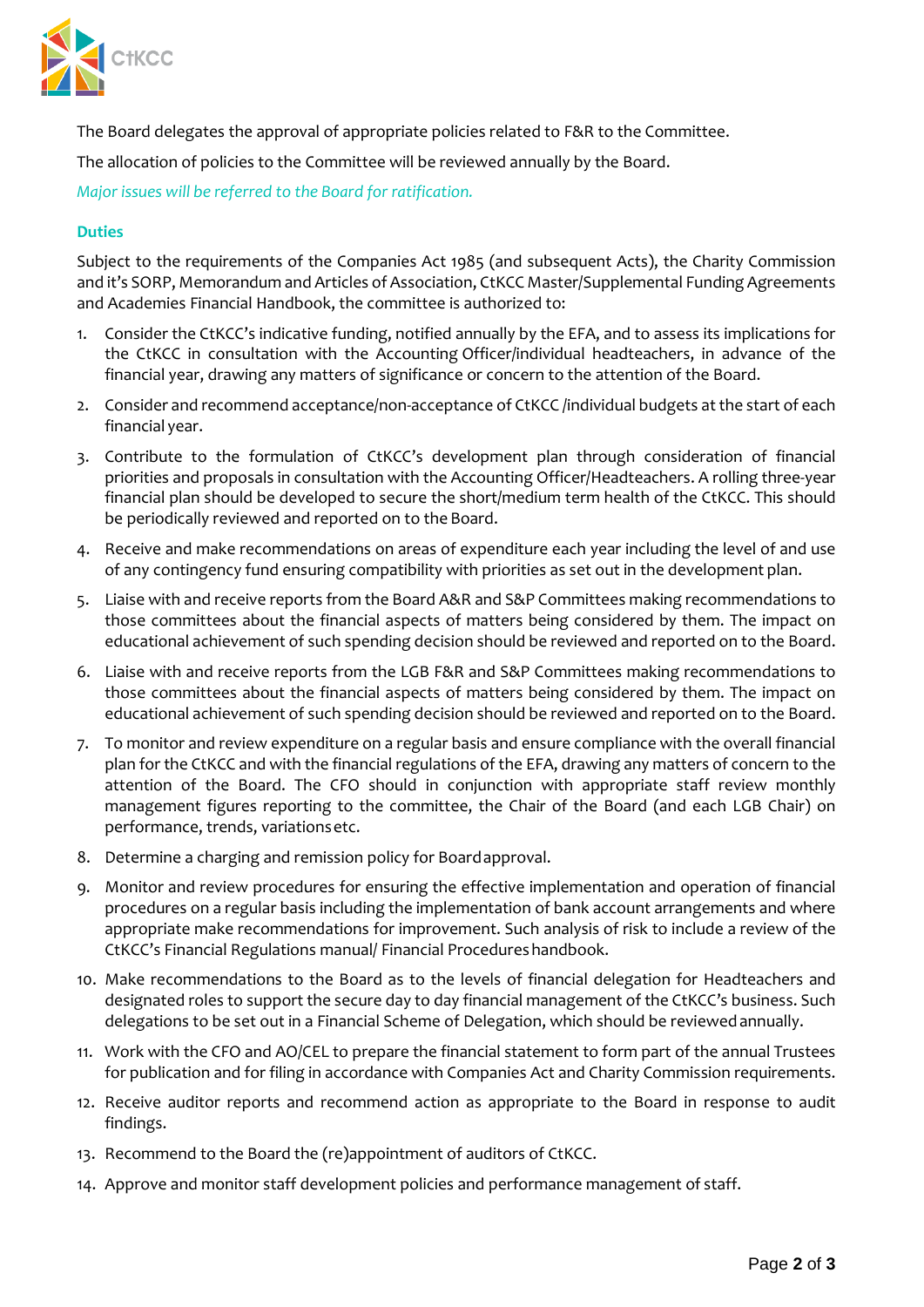The Board delegates the approval of appropriate policies related to F&R to the Committee.

The allocation of policies to the Committee will be reviewed annually by the Board.

*Major issues will be referred to the Board for ratification.*

## Duties

Subject to the requirements of the Companies Act 1985 (and subsequent Acts), the Charity Commission and it's SORP, Memorandum and Articles of Association, CtKCC Master/Supplemental Funding Agreements and Academies Financial Handbook, the committee is authorized to:

1. Consider the CtKCC's indicative funding, notified annually by the EFA, and to assess its implications for the CtKCC in consultation with the Accounting Officer/individual headteachers, in advance of the financial year, drawing any matters of significance or concern to the attention of the Board.
2. Consider and recommend acceptance/non-acceptance of CtKCC /individual budgets at the start of each financial year.
3. Contribute to the formulation of CtKCC's development plan through consideration of financial priorities and proposals in consultation with the Accounting Officer/Headteachers. A rolling three-year financial plan should be developed to secure the short/medium term health of the CtKCC. This should be periodically reviewed and reported on to the Board.
4. Receive and make recommendations on areas of expenditure each year including the level of and use of any contingency fund ensuring compatibility with priorities as set out in the development plan.
5. Liaise with and receive reports from the Board A&R and S&P Committees making recommendations to those committees about the financial aspects of matters being considered by them. The impact on educational achievement of such spending decision should be reviewed and reported on to the Board.
6. Liaise with and receive reports from the LGB F&R and S&P Committees making recommendations to those committees about the financial aspects of matters being considered by them. The impact on educational achievement of such spending decision should be reviewed and reported on to the Board.
7. To monitor and review expenditure on a regular basis and ensure compliance with the overall financial plan for the CtKCC and with the financial regulations of the EFA, drawing any matters of concern to the attention of the Board. The CFO should in conjunction with appropriate staff review monthly management figures reporting to the committee, the Chair of the Board (and each LGB Chair) on performance, trends, variations etc.
8. Determine a charging and remission policy for Board approval.
9. Monitor and review procedures for ensuring the effective implementation and operation of financial procedures on a regular basis including the implementation of bank account arrangements and where appropriate make recommendations for improvement. Such analysis of risk to include a review of the CtKCC's Financial Regulations manual/ Financial Procedures handbook.
10. Make recommendations to the Board as to the levels of financial delegation for Headteachers and designated roles to support the secure day to day financial management of the CtKCC's business. Such delegations to be set out in a Financial Scheme of Delegation, which should be reviewed annually.
11. Work with the CFO and AO/CEL to prepare the financial statement to form part of the annual Trustees for publication and for filing in accordance with Companies Act and Charity Commission requirements.
12. Receive auditor reports and recommend action as appropriate to the Board in response to audit findings.
13. Recommend to the Board the (re)appointment of auditors of CtKCC.
14. Approve and monitor staff development policies and performance management of staff.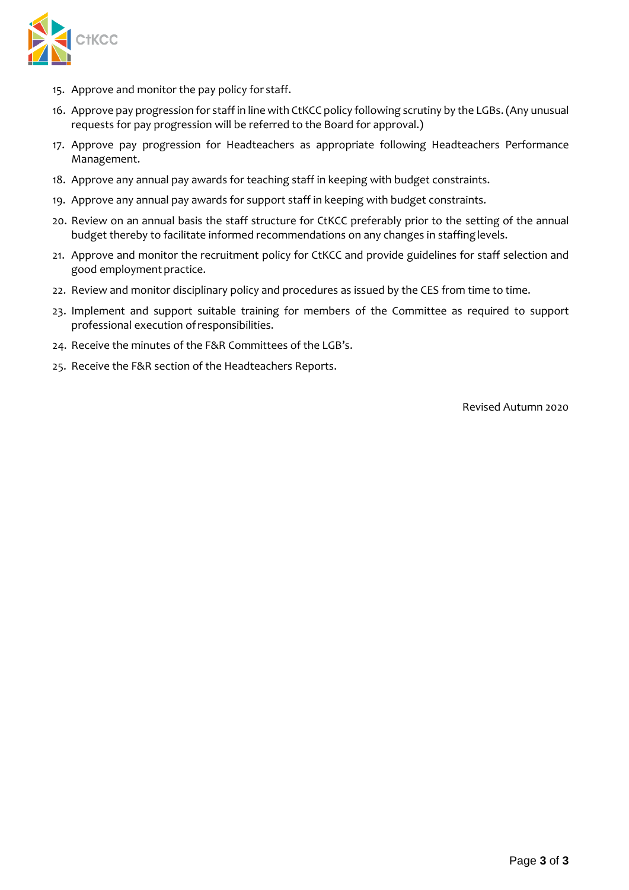15. Approve and monitor the pay policy for staff.
16. Approve pay progression for staff in line with CtKCC policy following scrutiny by the LGBs. (Any unusual requests for pay progression will be referred to the Board for approval.)
17. Approve pay progression for Headteachers as appropriate following Headteachers Performance Management.
18. Approve any annual pay awards for teaching staff in keeping with budget constraints.
19. Approve any annual pay awards for support staff in keeping with budget constraints.
20. Review on an annual basis the staff structure for CtKCC preferably prior to the setting of the annual budget thereby to facilitate informed recommendations on any changes in staffing levels.
21. Approve and monitor the recruitment policy for CtKCC and provide guidelines for staff selection and good employment practice.
22. Review and monitor disciplinary policy and procedures as issued by the CES from time to time.
23. Implement and support suitable training for members of the Committee as required to support professional execution of responsibilities.
24. Receive the minutes of the F&R Committees of the LGB's.
25. Receive the F&R section of the Headteachers Reports.

Revised Autumn 2020